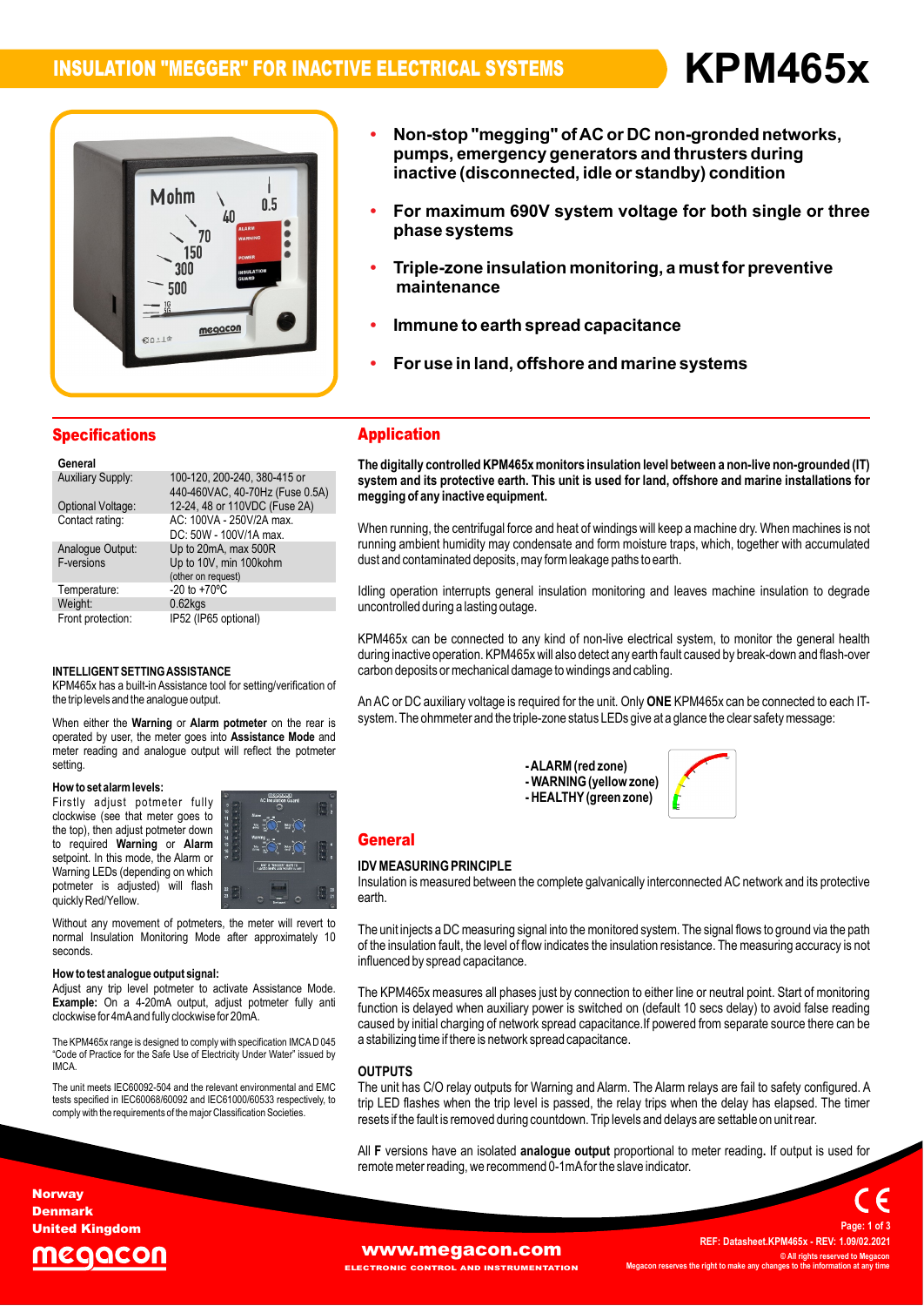# INSULATION "MEGGER" FOR INACTIVE ELECTRICAL SYSTEMS

# KPM465x

- **Non-stop "megging" of AC or DC non-gronded networks, pumps, emergency generators and thrusters during inactive (disconnected, idle or standby) condition**
- **For maximum 690V system voltage for both single or three phase systems**
- **Triple-zone insulation monitoring, a must for preventive maintenance**
- **Immune to earth spread capacitance**
- **For use in land, offshore and marine systems**

## Specifications

| General | |
|---|---|
| Auxiliary Supply: | 100-120, 200-240, 380-415 or 440-460VAC, 40-70Hz (Fuse 0.5A) |
| Optional Voltage: | 12-24, 48 or 110VDC (Fuse 2A) |
| Contact rating: | AC: 100VA - 250V/2A max. DC: 50W - 100V/1A max. |
| Analogue Output: | Up to 20mA, max 500R |
| F-versions | Up to 10V, min 100kohm (other on request) |
| Temperature: | -20 to +70ºC |
| Weight: | 0.62kgs |
| Front protection: | IP52 (IP65 optional) |

**INTELLIGENT SETTING ASSISTANCE**

KPM465x has a built-in Assistance tool for setting/verification of the trip levels and the analogue output.

When either the **Warning** or **Alarm potmeter** on the rear is operated by user, the meter goes into **Assistance Mode** and meter reading and analogue output will reflect the potmeter setting.

**How to set alarm levels:**

Firstly adjust potmeter fully clockwise (see that meter goes to the top), then adjust potmeter down to required **Warning** or **Alarm** setpoint. In this mode, the Alarm or Warning LEDs (depending on which potmeter is adjusted) will flash quickly Red/Yellow.

Without any movement of potmeters, the meter will revert to normal Insulation Monitoring Mode after approximately 10 seconds.

**How to test analogue output signal:**

Adjust any trip level potmeter to activate Assistance Mode. **Example:** On a 4-20mA output, adjust potmeter fully anti clockwise for 4mA and fully clockwise for 20mA.

The KPM465x range is designed to comply with specification IMCA D 045 "Code of Practice for the Safe Use of Electricity Under Water" issued by IMCA.

The unit meets IEC60092-504 and the relevant environmental and EMC tests specified in IEC60068/60092 and IEC61000/60533 respectively, to comply with the requirements of the major Classification Societies.

## Application

**The digitally controlled KPM465x monitors insulation level between a non-live non-grounded (IT) system and its protective earth. This unit is used for land, offshore and marine installations for megging of any inactive equipment.**

When running, the centrifugal force and heat of windings will keep a machine dry. When machines is not running ambient humidity may condensate and form moisture traps, which, together with accumulated dust and contaminated deposits, may form leakage paths to earth.

Idling operation interrupts general insulation monitoring and leaves machine insulation to degrade uncontrolled during a lasting outage.

KPM465x can be connected to any kind of non-live electrical system, to monitor the general health during inactive operation. KPM465x will also detect any earth fault caused by break-down and flash-over carbon deposits or mechanical damage to windings and cabling.

An AC or DC auxiliary voltage is required for the unit. Only **ONE** KPM465x can be connected to each IT-system. The ohmmeter and the triple-zone status LEDs give at a glance the clear safety message:

- **ALARM (red zone)**
- **WARNING (yellow zone)**
- **HEALTHY (green zone)**

## General

**IDV MEASURING PRINCIPLE**

Insulation is measured between the complete galvanically interconnected AC network and its protective earth.

The unit injects a DC measuring signal into the monitored system. The signal flows to ground via the path of the insulation fault, the level of flow indicates the insulation resistance. The measuring accuracy is not influenced by spread capacitance.

The KPM465x measures all phases just by connection to either line or neutral point. Start of monitoring function is delayed when auxiliary power is switched on (default 10 secs delay) to avoid false reading caused by initial charging of network spread capacitance.If powered from separate source there can be a stabilizing time if there is network spread capacitance.

**OUTPUTS**

The unit has C/O relay outputs for Warning and Alarm. The Alarm relays are fail to safety configured. A trip LED flashes when the trip level is passed, the relay trips when the delay has elapsed. The timer resets if the fault is removed during countdown. Trip levels and delays are settable on unit rear.

All **F** versions have an isolated **analogue output** proportional to meter reading**.** If output is used for remote meter reading, we recommend 0-1mA for the slave indicator.

Norway
Denmark
United Kingdom
megacon

www.megacon.com
ELECTRONIC CONTROL AND INSTRUMENTATION

REF: Datasheet.KPM465x - REV: 1.09/02.2021
© All rights reserved to Megacon
Megacon reserves the right to make any changes to the information at any time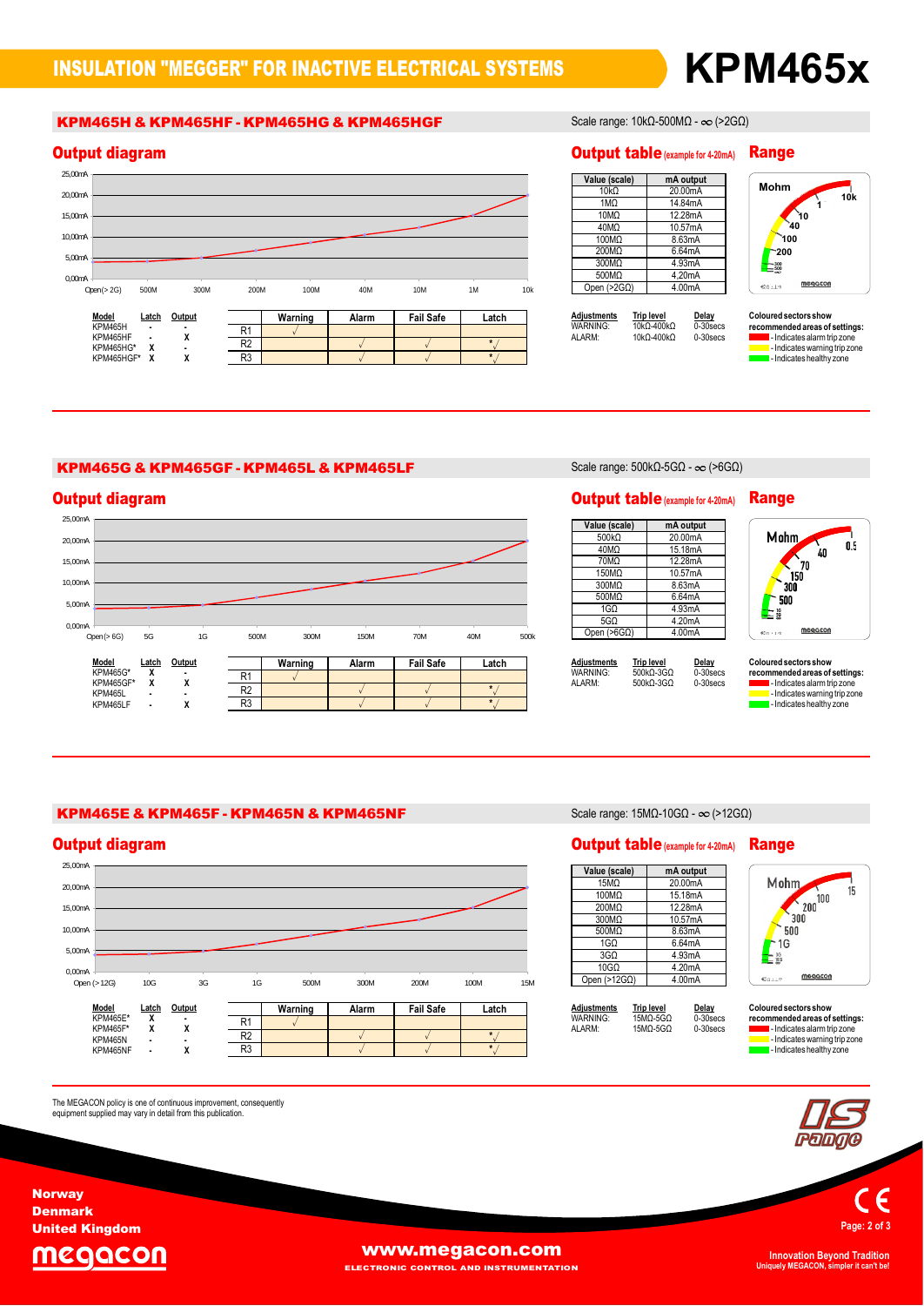# INSULATION "MEGGER" FOR INACTIVE ELECTRICAL SYSTEMS

# KPM465x

## KPM465H & KPM465HF - KPM465HG & KPM465HGF

Scale range: 10kΩ-500MΩ - ∞ (>2GΩ)

### Output diagram

| Model | Latch | Output |
|---|---|---|
| KPM465H | - | - |
| KPM465HF | - | X |
| KPM465HG* | X | - |
| KPM465HGF* | X | X |

| | Warning | Alarm | Fail Safe | Latch |
|---|---|---|---|---|
| R1 | √ | | | |
| R2 | | √ | √ | *√ |
| R3 | | √ | √ | *√ |

### Output table (example for 4-20mA)

| Value (scale) | mA output |
|---|---|
| 10kΩ | 20.00mA |
| 1MΩ | 14.84mA |
| 10MΩ | 12.28mA |
| 40MΩ | 10.57mA |
| 100MΩ | 8.63mA |
| 200MΩ | 6.64mA |
| 300MΩ | 4.93mA |
| 500MΩ | 4.20mA |
| Open (>2GΩ) | 4.00mA |

| Adjustments | Trip level | Delay |
|---|---|---|
| WARNING: | 10kΩ-400kΩ | 0-30secs |
| ALARM: | 10kΩ-400kΩ | 0-30secs |

### Range

Coloured sectors show recommended areas of settings:
- Indicates alarm trip zone
- Indicates warning trip zone
- Indicates healthy zone

## KPM465G & KPM465GF - KPM465L & KPM465LF

Scale range: 500kΩ-5GΩ - ∞ (>6GΩ)

### Output diagram

| Model | Latch | Output |
|---|---|---|
| KPM465G* | X | - |
| KPM465GF* | X | X |
| KPM465L | - | - |
| KPM465LF | - | X |

| | Warning | Alarm | Fail Safe | Latch |
|---|---|---|---|---|
| R1 | √ | | | |
| R2 | | √ | √ | *√ |
| R3 | | √ | √ | *√ |

### Output table (example for 4-20mA)

| Value (scale) | mA output |
|---|---|
| 500kΩ | 20.00mA |
| 40MΩ | 15.18mA |
| 70MΩ | 12.28mA |
| 150MΩ | 10.57mA |
| 300MΩ | 8.63mA |
| 500MΩ | 6.64mA |
| 1GΩ | 4.93mA |
| 5GΩ | 4.20mA |
| Open (>6GΩ) | 4.00mA |

| Adjustments | Trip level | Delay |
|---|---|---|
| WARNING: | 500kΩ-3GΩ | 0-30secs |
| ALARM: | 500kΩ-3GΩ | 0-30secs |

### Range

Coloured sectors show recommended areas of settings:
- Indicates alarm trip zone
- Indicates warning trip zone
- Indicates healthy zone

## KPM465E & KPM465F - KPM465N & KPM465NF

Scale range: 15MΩ-10GΩ - ∞ (>12GΩ)

### Output diagram

| Model | Latch | Output |
|---|---|---|
| KPM465E* | X | - |
| KPM465F* | X | X |
| KPM465N | - | - |
| KPM465NF | - | X |

| | Warning | Alarm | Fail Safe | Latch |
|---|---|---|---|---|
| R1 | √ | | | |
| R2 | | √ | √ | *√ |
| R3 | | √ | √ | *√ |

### Output table (example for 4-20mA)

| Value (scale) | mA output |
|---|---|
| 15MΩ | 20.00mA |
| 100MΩ | 15.18mA |
| 200MΩ | 12.28mA |
| 300MΩ | 10.57mA |
| 500MΩ | 8.63mA |
| 1GΩ | 6.64mA |
| 3GΩ | 4.93mA |
| 10GΩ | 4.20mA |
| Open (>12GΩ) | 4.00mA |

| Adjustments | Trip level | Delay |
|---|---|---|
| WARNING: | 15MΩ-5GΩ | 0-30secs |
| ALARM: | 15MΩ-5GΩ | 0-30secs |

### Range

Coloured sectors show recommended areas of settings:
- Indicates alarm trip zone
- Indicates warning trip zone
- Indicates healthy zone

The MEGACON policy is one of continuous improvement, consequently equipment supplied may vary in detail from this publication.

Norway
Denmark
United Kingdom

megacon

www.megacon.com
ELECTRONIC CONTROL AND INSTRUMENTATION

Innovation Beyond Tradition
Uniquely MEGACON, simpler it can't be!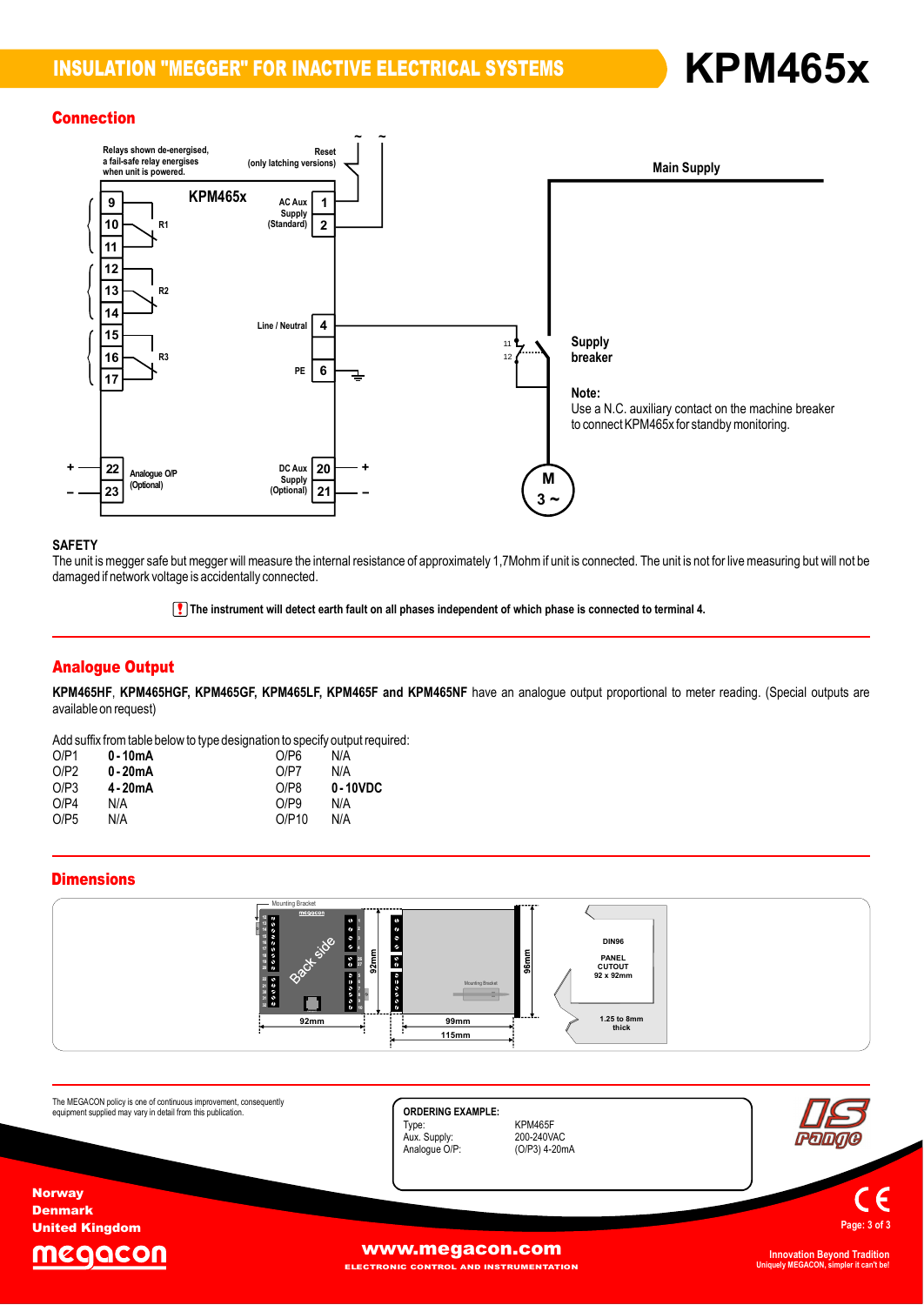# INSULATION "MEGGER" FOR INACTIVE ELECTRICAL SYSTEMS

# KPM465x

## Connection

Relays shown de-energised, a fail-safe relay energises when unit is powered.

Reset (only latching versions)

KPM465x

9, 10, 11: R1
12, 13, 14: R2
15, 16, 17: R3

1, 2: AC Aux Supply (Standard)
4: Line / Neutral
6: PE
20 +, 21 –: DC Aux Supply (Optional)
22 +, 23 –: Analogue O/P (Optional)

Main Supply

11
12

Supply breaker

M
3 ~

**Note:**
Use a N.C. auxiliary contact on the machine breaker to connect KPM465x for standby monitoring.

**SAFETY**

The unit is megger safe but megger will measure the internal resistance of approximately 1,7Mohm if unit is connected. The unit is not for live measuring but will not be damaged if network voltage is accidentally connected.

**The instrument will detect earth fault on all phases independent of which phase is connected to terminal 4.**

## Analogue Output

**KPM465HF**, **KPM465HGF, KPM465GF, KPM465LF, KPM465F and KPM465NF** have an analogue output proportional to meter reading. (Special outputs are available on request)

Add suffix from table below to type designation to specify output required:

| | | | |
|---|---|---|---|
| O/P1 | **0 - 10mA** | O/P6 | N/A |
| O/P2 | **0 - 20mA** | O/P7 | N/A |
| O/P3 | **4 - 20mA** | O/P8 | **0 - 10VDC** |
| O/P4 | N/A | O/P9 | N/A |
| O/P5 | N/A | O/P10 | N/A |

## Dimensions

Mounting Bracket

Back side

92mm

92mm

96mm

99mm

115mm

Mounting Bracket

DIN96

PANEL CUTOUT 92 x 92mm

1.25 to 8mm thick

The MEGACON policy is one of continuous improvement, consequently equipment supplied may vary in detail from this publication.

**ORDERING EXAMPLE:**

| | |
|---|---|
| Type: | KPM465F |
| Aux. Supply: | 200-240VAC |
| Analogue O/P: | (O/P3) 4-20mA |

Norway
Denmark
United Kingdom

megacon

www.megacon.com
ELECTRONIC CONTROL AND INSTRUMENTATION

Innovation Beyond Tradition
Uniquely MEGACON, simpler it can't be!